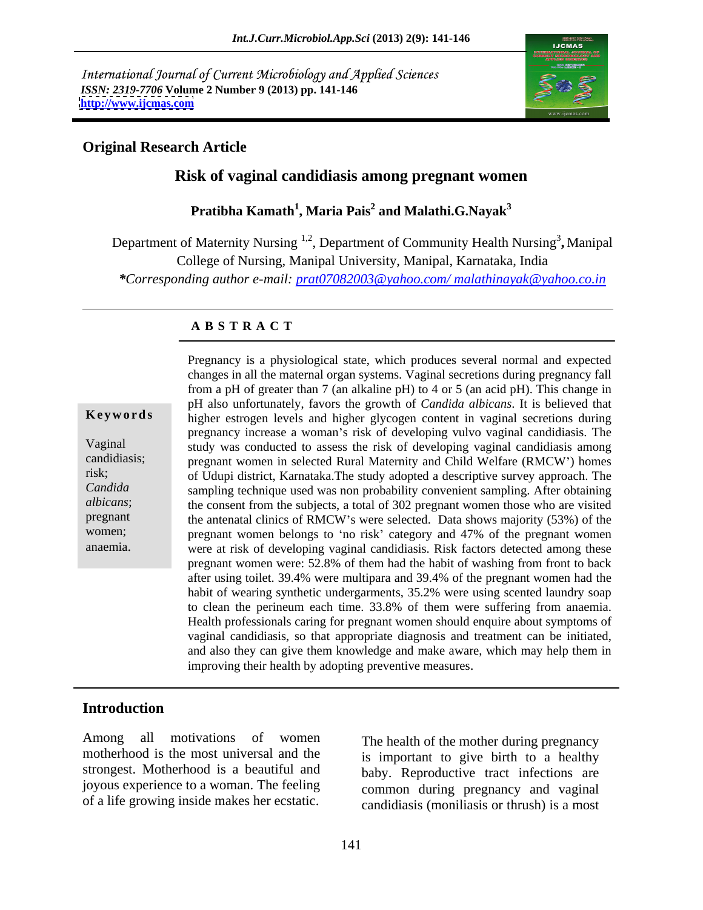International Journal of Current Microbiology and Applied Sciences
*ISSN: 2319-7706* **Volume 2 Number 9 (2013) pp. 141-146**
**http://www.ijcmas.com**

**Original Research Article**

# Risk of vaginal candidiasis among pregnant women

**Pratibha Kamath[1], Maria Pais[2] and Malathi.G.Nayak[3]**

Department of Maternity Nursing [1,2], Department of Community Health Nursing[3], Manipal College of Nursing, Manipal University, Manipal, Karnataka, India

*\*Corresponding author e-mail: prat07082003@yahoo.com/ malathinayak@yahoo.co.in*

## A B S T R A C T

**Keywords**

Vaginal candidiasis; risk; *Candida albicans*; pregnant women; anaemia.

Pregnancy is a physiological state, which produces several normal and expected changes in all the maternal organ systems. Vaginal secretions during pregnancy fall from a pH of greater than 7 (an alkaline pH) to 4 or 5 (an acid pH). This change in pH also unfortunately, favors the growth of *Candida albicans*. It is believed that higher estrogen levels and higher glycogen content in vaginal secretions during pregnancy increase a woman's risk of developing vulvo vaginal candidiasis. The study was conducted to assess the risk of developing vaginal candidiasis among pregnant women in selected Rural Maternity and Child Welfare (RMCW') homes of Udupi district, Karnataka.The study adopted a descriptive survey approach. The sampling technique used was non probability convenient sampling. After obtaining the consent from the subjects, a total of 302 pregnant women those who are visited the antenatal clinics of RMCW's were selected. Data shows majority (53%) of the pregnant women belongs to 'no risk' category and 47% of the pregnant women were at risk of developing vaginal candidiasis. Risk factors detected among these pregnant women were: 52.8% of them had the habit of washing from front to back after using toilet. 39.4% were multipara and 39.4% of the pregnant women had the habit of wearing synthetic undergarments, 35.2% were using scented laundry soap to clean the perineum each time. 33.8% of them were suffering from anaemia. Health professionals caring for pregnant women should enquire about symptoms of vaginal candidiasis, so that appropriate diagnosis and treatment can be initiated, and also they can give them knowledge and make aware, which may help them in improving their health by adopting preventive measures.

## Introduction

Among all motivations of women motherhood is the most universal and the strongest. Motherhood is a beautiful and joyous experience to a woman. The feeling of a life growing inside makes her ecstatic.

The health of the mother during pregnancy is important to give birth to a healthy baby. Reproductive tract infections are common during pregnancy and vaginal candidiasis (moniliasis or thrush) is a most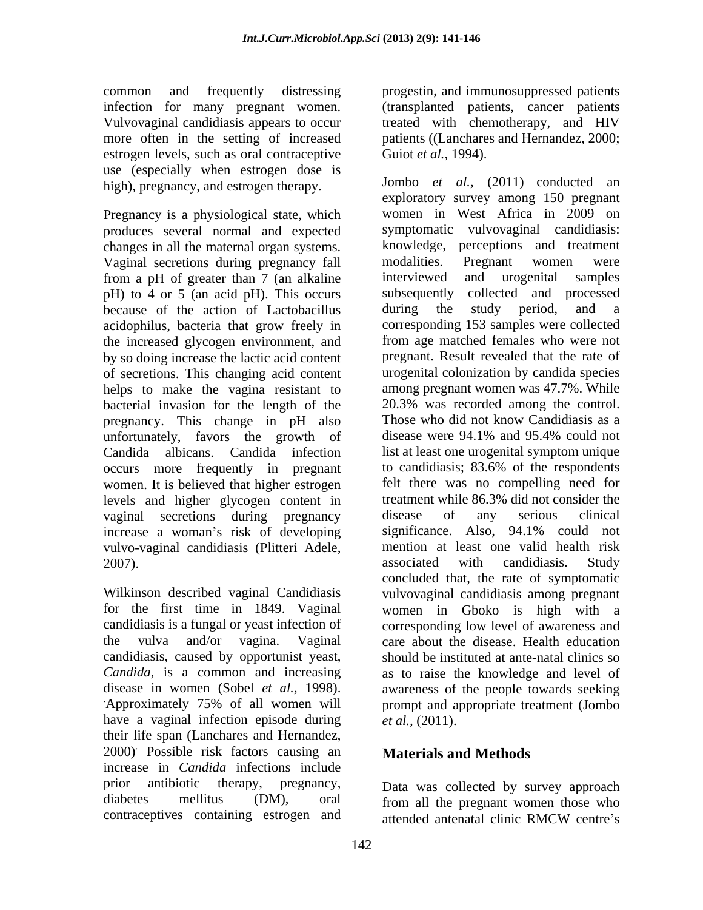common and frequently distressing infection for many pregnant women. Vulvovaginal candidiasis appears to occur more often in the setting of increased estrogen levels, such as oral contraceptive use (especially when estrogen dose is high), pregnancy, and estrogen therapy.

Pregnancy is a physiological state, which produces several normal and expected changes in all the maternal organ systems. Vaginal secretions during pregnancy fall from a pH of greater than 7 (an alkaline pH) to 4 or 5 (an acid pH). This occurs because of the action of Lactobacillus acidophilus, bacteria that grow freely in the increased glycogen environment, and by so doing increase the lactic acid content of secretions. This changing acid content helps to make the vagina resistant to bacterial invasion for the length of the pregnancy. This change in pH also unfortunately, favors the growth of Candida albicans. Candida infection occurs more frequently in pregnant women. It is believed that higher estrogen levels and higher glycogen content in vaginal secretions during pregnancy increase a woman's risk of developing vulvo-vaginal candidiasis (Plitteri Adele, 2007).

Wilkinson described vaginal Candidiasis for the first time in 1849. Vaginal candidiasis is a fungal or yeast infection of the vulva and/or vagina. Vaginal candidiasis, caused by opportunist yeast, *Candida*, is a common and increasing disease in women (Sobel *et al.,* 1998). Approximately 75% of all women will have a vaginal infection episode during their life span (Lanchares and Hernandez, 2000). Possible risk factors causing an increase in *Candida* infections include prior antibiotic therapy, pregnancy, diabetes mellitus (DM), oral contraceptives containing estrogen and progestin, and immunosuppressed patients (transplanted patients, cancer patients treated with chemotherapy, and HIV patients ((Lanchares and Hernandez, 2000; Guiot *et al.*, 1994).

Jombo *et al.,* (2011) conducted an exploratory survey among 150 pregnant women in West Africa in 2009 on symptomatic vulvovaginal candidiasis: knowledge, perceptions and treatment modalities. Pregnant women were interviewed and urogenital samples subsequently collected and processed during the study period, and a corresponding 153 samples were collected from age matched females who were not pregnant. Result revealed that the rate of urogenital colonization by candida species among pregnant women was 47.7%. While 20.3% was recorded among the control. Those who did not know Candidiasis as a disease were 94.1% and 95.4% could not list at least one urogenital symptom unique to candidiasis; 83.6% of the respondents felt there was no compelling need for treatment while 86.3% did not consider the disease of any serious clinical significance. Also, 94.1% could not mention at least one valid health risk associated with candidiasis. Study concluded that, the rate of symptomatic vulvovaginal candidiasis among pregnant women in Gboko is high with a corresponding low level of awareness and care about the disease. Health education should be instituted at ante-natal clinics so as to raise the knowledge and level of awareness of the people towards seeking prompt and appropriate treatment (Jombo *et al.,* (2011).

## Materials and Methods

Data was collected by survey approach from all the pregnant women those who attended antenatal clinic RMCW centre's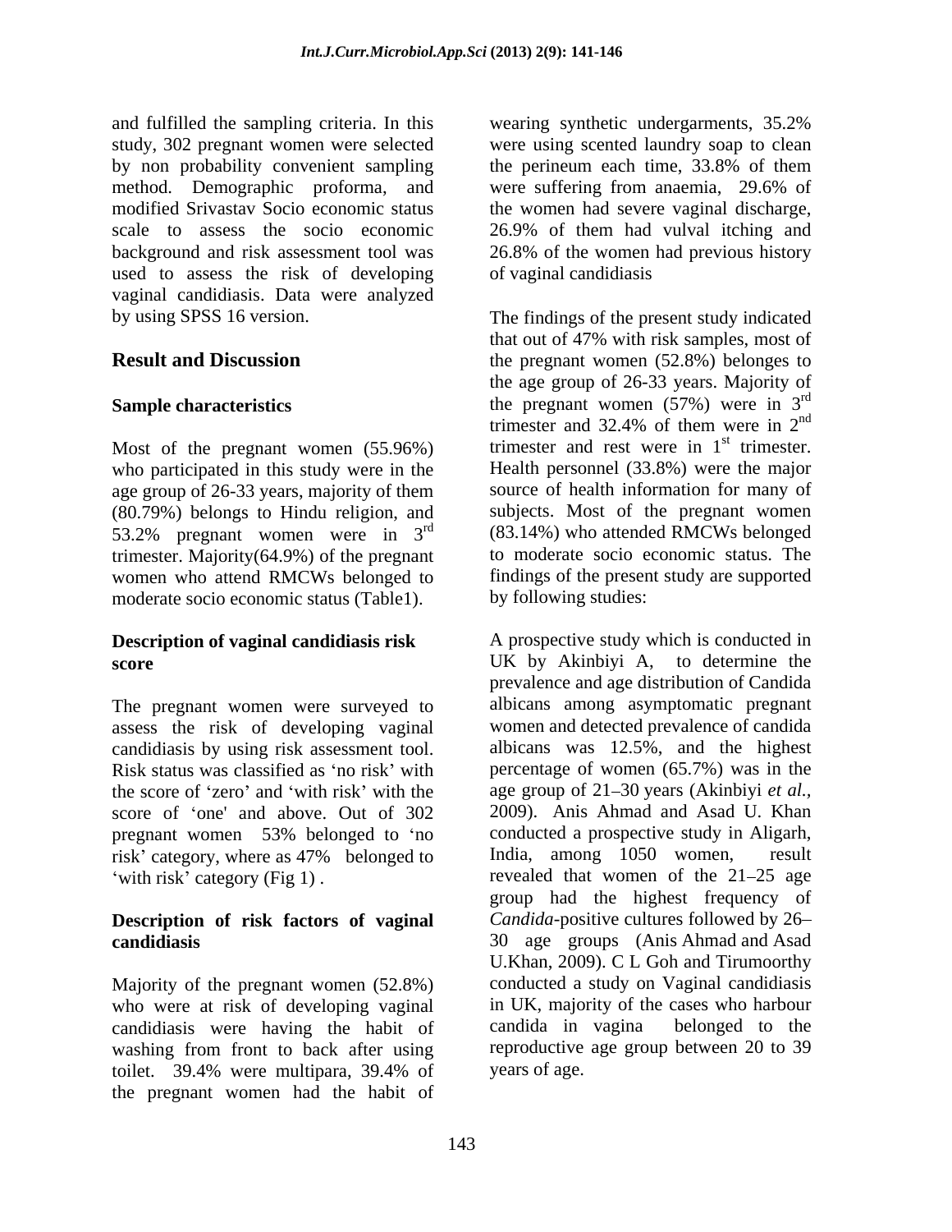and fulfilled the sampling criteria. In this study, 302 pregnant women were selected by non probability convenient sampling method. Demographic proforma, and modified Srivastav Socio economic status scale to assess the socio economic background and risk assessment tool was used to assess the risk of developing vaginal candidiasis. Data were analyzed by using SPSS 16 version.

## Result and Discussion

### Sample characteristics

Most of the pregnant women (55.96%) who participated in this study were in the age group of 26-33 years, majority of them (80.79%) belongs to Hindu religion, and 53.2% pregnant women were in 3rd trimester. Majority(64.9%) of the pregnant women who attend RMCWs belonged to moderate socio economic status (Table1).

### Description of vaginal candidiasis risk score

The pregnant women were surveyed to assess the risk of developing vaginal candidiasis by using risk assessment tool. Risk status was classified as 'no risk' with the score of 'zero' and 'with risk' with the score of 'one' and above. Out of 302 pregnant women 53% belonged to 'no risk' category, where as 47% belonged to 'with risk' category (Fig 1) .

### Description of risk factors of vaginal candidiasis

Majority of the pregnant women (52.8%) who were at risk of developing vaginal candidiasis were having the habit of washing from front to back after using toilet. 39.4% were multipara, 39.4% of the pregnant women had the habit of wearing synthetic undergarments, 35.2% were using scented laundry soap to clean the perineum each time, 33.8% of them were suffering from anaemia, 29.6% of the women had severe vaginal discharge, 26.9% of them had vulval itching and 26.8% of the women had previous history of vaginal candidiasis

The findings of the present study indicated that out of 47% with risk samples, most of the pregnant women (52.8%) belonges to the age group of 26-33 years. Majority of the pregnant women (57%) were in 3rd trimester and 32.4% of them were in 2nd trimester and rest were in 1st trimester. Health personnel (33.8%) were the major source of health information for many of subjects. Most of the pregnant women (83.14%) who attended RMCWs belonged to moderate socio economic status. The findings of the present study are supported by following studies:

A prospective study which is conducted in UK by Akinbiyi A, to determine the prevalence and age distribution of Candida albicans among asymptomatic pregnant women and detected prevalence of candida albicans was 12.5%, and the highest percentage of women (65.7%) was in the age group of 21–30 years (Akinbiyi *et al.*, 2009). Anis Ahmad and Asad U. Khan conducted a prospective study in Aligarh, India, among 1050 women, result revealed that women of the 21–25 age group had the highest frequency of *Candida*-positive cultures followed by 26–30 age groups (Anis Ahmad and Asad U.Khan, 2009). C L Goh and Tirumoorthy conducted a study on Vaginal candidiasis in UK, majority of the cases who harbour candida in vagina belonged to the reproductive age group between 20 to 39 years of age.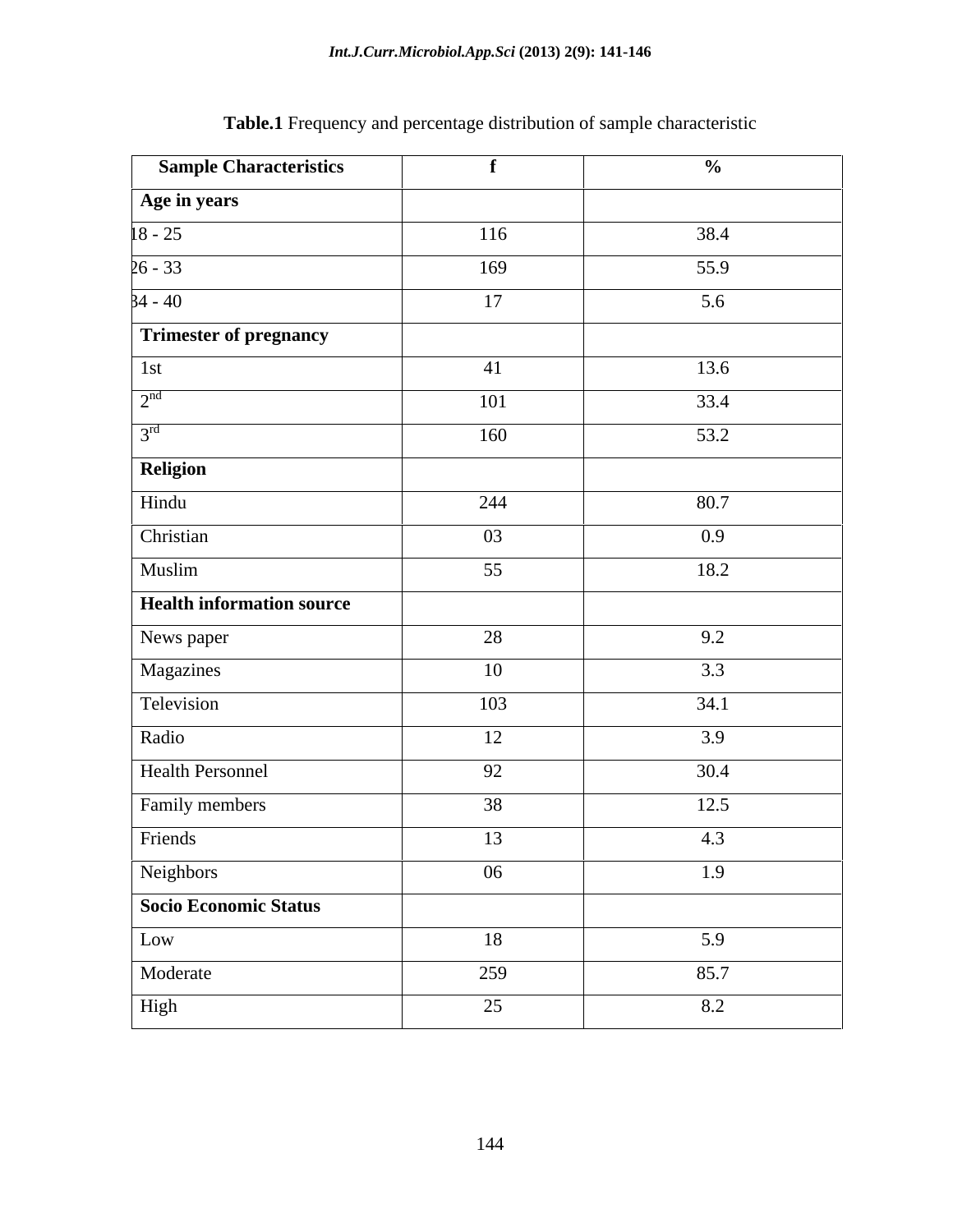**Table.1** Frequency and percentage distribution of sample characteristic

| Sample Characteristics | f | % |
|---|---|---|
| **Age in years** | | |
| 18 - 25 | 116 | 38.4 |
| 26 - 33 | 169 | 55.9 |
| 34 - 40 | 17 | 5.6 |
| **Trimester of pregnancy** | | |
| 1st | 41 | 13.6 |
| 2nd | 101 | 33.4 |
| 3rd | 160 | 53.2 |
| **Religion** | | |
| Hindu | 244 | 80.7 |
| Christian | 03 | 0.9 |
| Muslim | 55 | 18.2 |
| **Health information source** | | |
| News paper | 28 | 9.2 |
| Magazines | 10 | 3.3 |
| Television | 103 | 34.1 |
| Radio | 12 | 3.9 |
| Health Personnel | 92 | 30.4 |
| Family members | 38 | 12.5 |
| Friends | 13 | 4.3 |
| Neighbors | 06 | 1.9 |
| **Socio Economic Status** | | |
| Low | 18 | 5.9 |
| Moderate | 259 | 85.7 |
| High | 25 | 8.2 |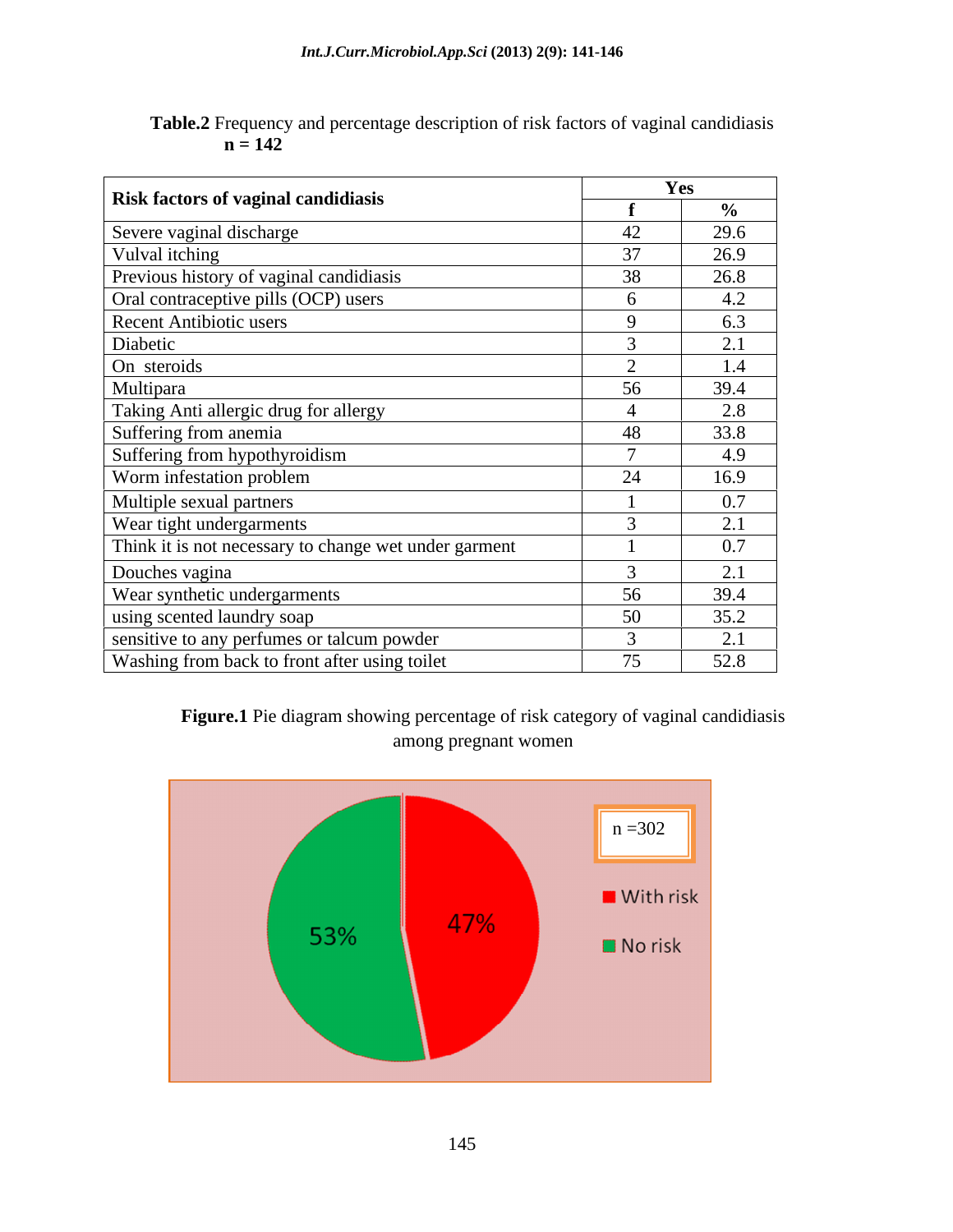**Table.2** Frequency and percentage description of risk factors of vaginal candidiasis
**n = 142**

| Risk factors of vaginal candidiasis | Yes | |
|---|---|---|
| | f | % |
| Severe vaginal discharge | 42 | 29.6 |
| Vulval itching | 37 | 26.9 |
| Previous history of vaginal candidiasis | 38 | 26.8 |
| Oral contraceptive pills (OCP) users | 6 | 4.2 |
| Recent Antibiotic users | 9 | 6.3 |
| Diabetic | 3 | 2.1 |
| On steroids | 2 | 1.4 |
| Multipara | 56 | 39.4 |
| Taking Anti allergic drug for allergy | 4 | 2.8 |
| Suffering from anemia | 48 | 33.8 |
| Suffering from hypothyroidism | 7 | 4.9 |
| Worm infestation problem | 24 | 16.9 |
| Multiple sexual partners | 1 | 0.7 |
| Wear tight undergarments | 3 | 2.1 |
| Think it is not necessary to change wet under garment | 1 | 0.7 |
| Douches vagina | 3 | 2.1 |
| Wear synthetic undergarments | 56 | 39.4 |
| using scented laundry soap | 50 | 35.2 |
| sensitive to any perfumes or talcum powder | 3 | 2.1 |
| Washing from back to front after using toilet | 75 | 52.8 |

**Figure.1** Pie diagram showing percentage of risk category of vaginal candidiasis among pregnant women

n =302

With risk 47%

No risk 53%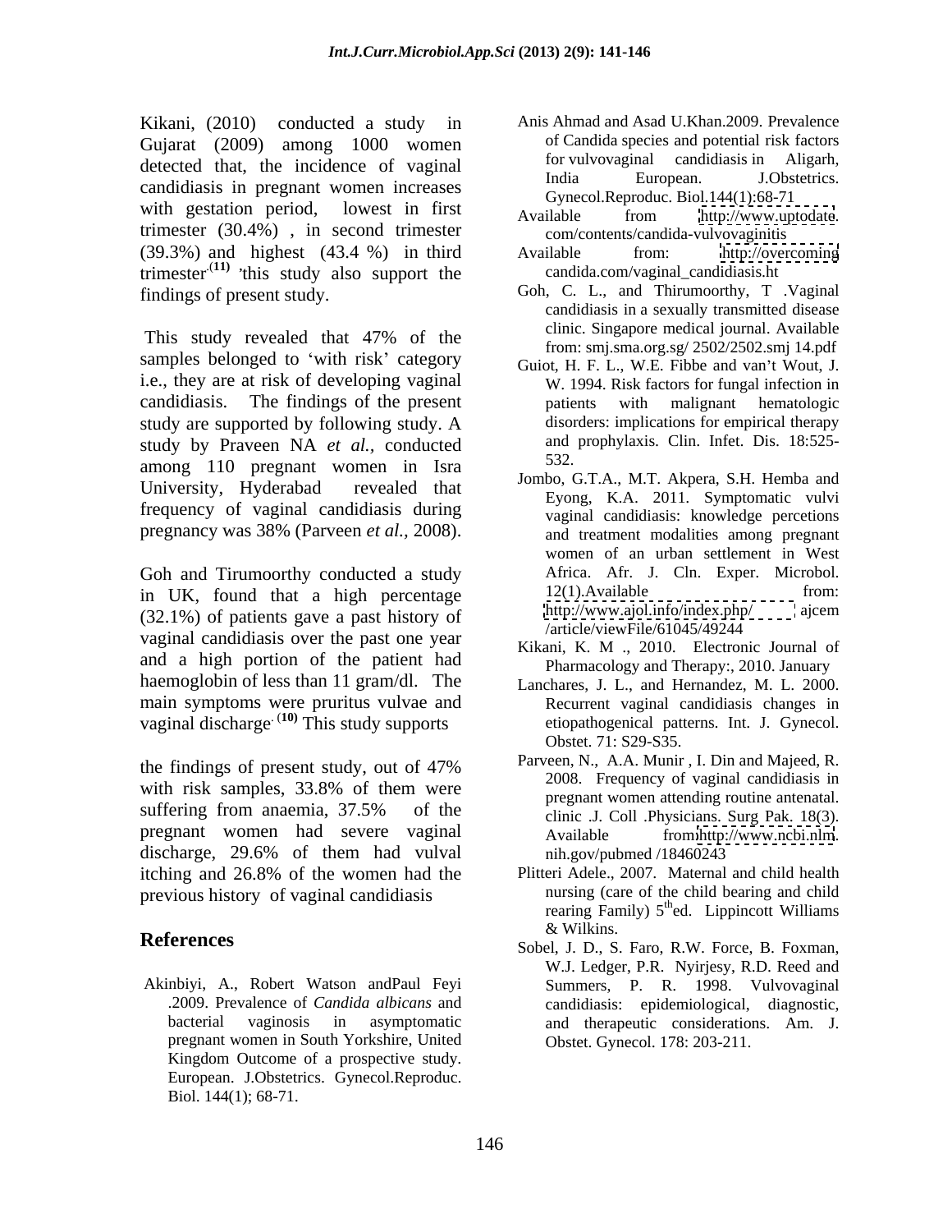Kikani, (2010) conducted a study in Gujarat (2009) among 1000 women detected that, the incidence of vaginal candidiasis in pregnant women increases with gestation period, lowest in first trimester (30.4%) , in second trimester (39.3%) and highest (43.4 %) in third trimester[(11)] ,this study also support the findings of present study.

This study revealed that 47% of the samples belonged to 'with risk' category i.e., they are at risk of developing vaginal candidiasis. The findings of the present study are supported by following study. A study by Praveen NA *et al.,* conducted among 110 pregnant women in Isra University, Hyderabad revealed that frequency of vaginal candidiasis during pregnancy was 38% (Parveen *et al*., 2008).

Goh and Tirumoorthy conducted a study in UK, found that a high percentage (32.1%) of patients gave a past history of vaginal candidiasis over the past one year and a high portion of the patient had haemoglobin of less than 11 gram/dl. The main symptoms were pruritus vulvae and vaginal discharge[(10)] This study supports the findings of present study, out of 47% with risk samples, 33.8% of them were suffering from anaemia, 37.5% of the pregnant women had severe vaginal discharge, 29.6% of them had vulval itching and 26.8% of the women had the previous history of vaginal candidiasis

## References

Akinbiyi, A., Robert Watson andPaul Feyi .2009. Prevalence of *Candida albicans* and bacterial vaginosis in asymptomatic pregnant women in South Yorkshire, United Kingdom Outcome of a prospective study. European. J.Obstetrics. Gynecol.Reproduc. Biol. 144(1); 68-71.

Anis Ahmad and Asad U.Khan.2009. Prevalence of Candida species and potential risk factors for vulvovaginal candidiasis in Aligarh, India European. J.Obstetrics. Gynecol.Reproduc. Biol.144(1):68-71

Available from http://www.uptodate. com/contents/candida-vulvovaginitis

Available from: http://overcoming candida.com/vaginal_candidiasis.ht

Goh, C. L., and Thirumoorthy, T .Vaginal candidiasis in a sexually transmitted disease clinic. Singapore medical journal. Available from: smj.sma.org.sg/ 2502/2502.smj 14.pdf

Guiot, H. F. L., W.E. Fibbe and van't Wout, J. W. 1994. Risk factors for fungal infection in patients with malignant hematologic disorders: implications for empirical therapy and prophylaxis. Clin. Infet. Dis. 18:525-532.

Jombo, G.T.A., M.T. Akpera, S.H. Hemba and Eyong, K.A. 2011. Symptomatic vulvi vaginal candidiasis: knowledge percetions and treatment modalities among pregnant women of an urban settlement in West Africa. Afr. J. Cln. Exper. Microbol. 12(1).Available from: http://www.ajol.info/index.php/ ajcem /article/viewFile/61045/49244

Kikani, K. M ., 2010. Electronic Journal of Pharmacology and Therapy:, 2010. January

Lanchares, J. L., and Hernandez, M. L. 2000. Recurrent vaginal candidiasis changes in etiopathogenical patterns. Int. J. Gynecol. Obstet. 71: S29-S35.

Parveen, N., A.A. Munir , I. Din and Majeed, R. 2008. Frequency of vaginal candidiasis in pregnant women attending routine antenatal. clinic .J. Coll .Physicians. Surg Pak. 18(3). Available from http://www.ncbi.nlm. nih.gov/pubmed /18460243

Plitteri Adele., 2007. Maternal and child health nursing (care of the child bearing and child rearing Family) 5th ed. Lippincott Williams & Wilkins.

Sobel, J. D., S. Faro, R.W. Force, B. Foxman, W.J. Ledger, P.R. Nyirjesy, R.D. Reed and Summers, P. R. 1998. Vulvovaginal candidiasis: epidemiological, diagnostic, and therapeutic considerations. Am. J. Obstet. Gynecol. 178: 203-211.